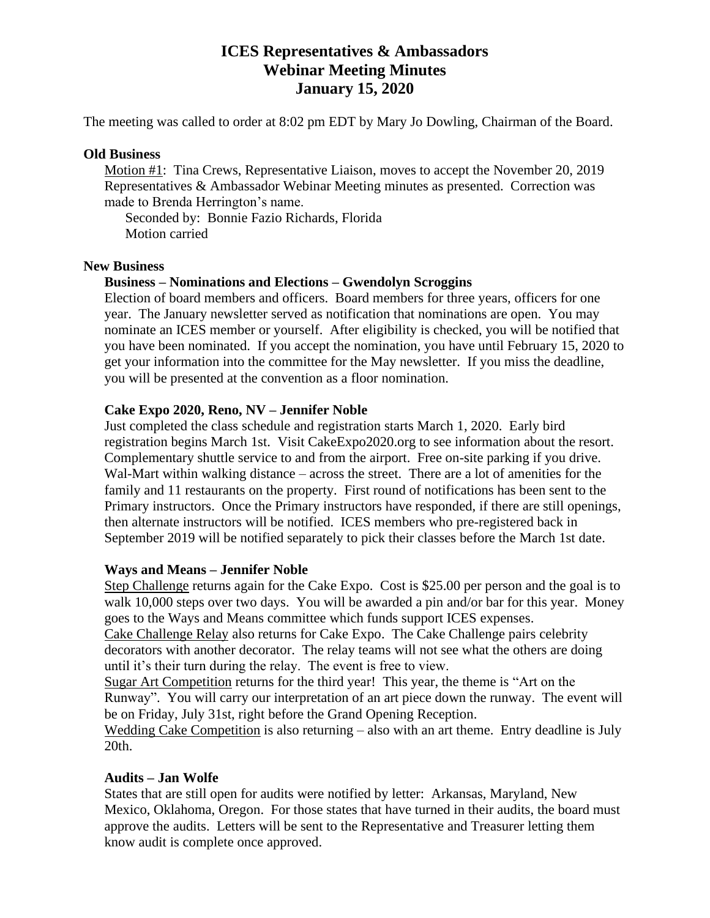# ICES Representatives & Ambassadors
# Webinar Meeting Minutes
# January 15, 2020

The meeting was called to order at 8:02 pm EDT by Mary Jo Dowling, Chairman of the Board.

## Old Business

Motion #1: Tina Crews, Representative Liaison, moves to accept the November 20, 2019 Representatives & Ambassador Webinar Meeting minutes as presented. Correction was made to Brenda Herrington's name.

Seconded by: Bonnie Fazio Richards, Florida
Motion carried

## New Business

### Business – Nominations and Elections – Gwendolyn Scroggins

Election of board members and officers. Board members for three years, officers for one year. The January newsletter served as notification that nominations are open. You may nominate an ICES member or yourself. After eligibility is checked, you will be notified that you have been nominated. If you accept the nomination, you have until February 15, 2020 to get your information into the committee for the May newsletter. If you miss the deadline, you will be presented at the convention as a floor nomination.

### Cake Expo 2020, Reno, NV – Jennifer Noble

Just completed the class schedule and registration starts March 1, 2020. Early bird registration begins March 1st. Visit CakeExpo2020.org to see information about the resort. Complementary shuttle service to and from the airport. Free on-site parking if you drive. Wal-Mart within walking distance – across the street. There are a lot of amenities for the family and 11 restaurants on the property. First round of notifications has been sent to the Primary instructors. Once the Primary instructors have responded, if there are still openings, then alternate instructors will be notified. ICES members who pre-registered back in September 2019 will be notified separately to pick their classes before the March 1st date.

### Ways and Means – Jennifer Noble

Step Challenge returns again for the Cake Expo. Cost is $25.00 per person and the goal is to walk 10,000 steps over two days. You will be awarded a pin and/or bar for this year. Money goes to the Ways and Means committee which funds support ICES expenses.

Cake Challenge Relay also returns for Cake Expo. The Cake Challenge pairs celebrity decorators with another decorator. The relay teams will not see what the others are doing until it's their turn during the relay. The event is free to view.

Sugar Art Competition returns for the third year! This year, the theme is "Art on the Runway". You will carry our interpretation of an art piece down the runway. The event will be on Friday, July 31st, right before the Grand Opening Reception.

Wedding Cake Competition is also returning – also with an art theme. Entry deadline is July 20th.

### Audits – Jan Wolfe

States that are still open for audits were notified by letter: Arkansas, Maryland, New Mexico, Oklahoma, Oregon. For those states that have turned in their audits, the board must approve the audits. Letters will be sent to the Representative and Treasurer letting them know audit is complete once approved.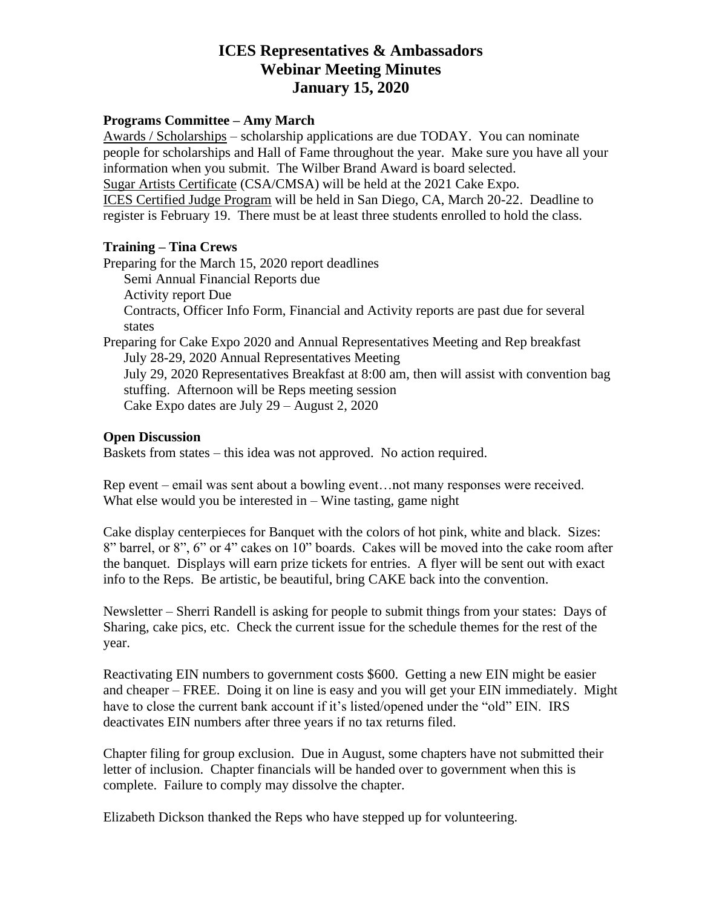# ICES Representatives & Ambassadors
# Webinar Meeting Minutes
# January 15, 2020

## Programs Committee – Amy March

<u>Awards / Scholarships</u> – scholarship applications are due TODAY. You can nominate people for scholarships and Hall of Fame throughout the year. Make sure you have all your information when you submit. The Wilber Brand Award is board selected.
<u>Sugar Artists Certificate</u> (CSA/CMSA) will be held at the 2021 Cake Expo.
<u>ICES Certified Judge Program</u> will be held in San Diego, CA, March 20-22. Deadline to register is February 19. There must be at least three students enrolled to hold the class.

## Training – Tina Crews

Preparing for the March 15, 2020 report deadlines

- Semi Annual Financial Reports due
- Activity report Due
- Contracts, Officer Info Form, Financial and Activity reports are past due for several states

Preparing for Cake Expo 2020 and Annual Representatives Meeting and Rep breakfast

- July 28-29, 2020 Annual Representatives Meeting
- July 29, 2020 Representatives Breakfast at 8:00 am, then will assist with convention bag stuffing. Afternoon will be Reps meeting session
- Cake Expo dates are July 29 – August 2, 2020

## Open Discussion

Baskets from states – this idea was not approved. No action required.

Rep event – email was sent about a bowling event…not many responses were received. What else would you be interested in – Wine tasting, game night

Cake display centerpieces for Banquet with the colors of hot pink, white and black. Sizes: 8" barrel, or 8", 6" or 4" cakes on 10" boards. Cakes will be moved into the cake room after the banquet. Displays will earn prize tickets for entries. A flyer will be sent out with exact info to the Reps. Be artistic, be beautiful, bring CAKE back into the convention.

Newsletter – Sherri Randell is asking for people to submit things from your states: Days of Sharing, cake pics, etc. Check the current issue for the schedule themes for the rest of the year.

Reactivating EIN numbers to government costs $600. Getting a new EIN might be easier and cheaper – FREE. Doing it on line is easy and you will get your EIN immediately. Might have to close the current bank account if it's listed/opened under the "old" EIN. IRS deactivates EIN numbers after three years if no tax returns filed.

Chapter filing for group exclusion. Due in August, some chapters have not submitted their letter of inclusion. Chapter financials will be handed over to government when this is complete. Failure to comply may dissolve the chapter.

Elizabeth Dickson thanked the Reps who have stepped up for volunteering.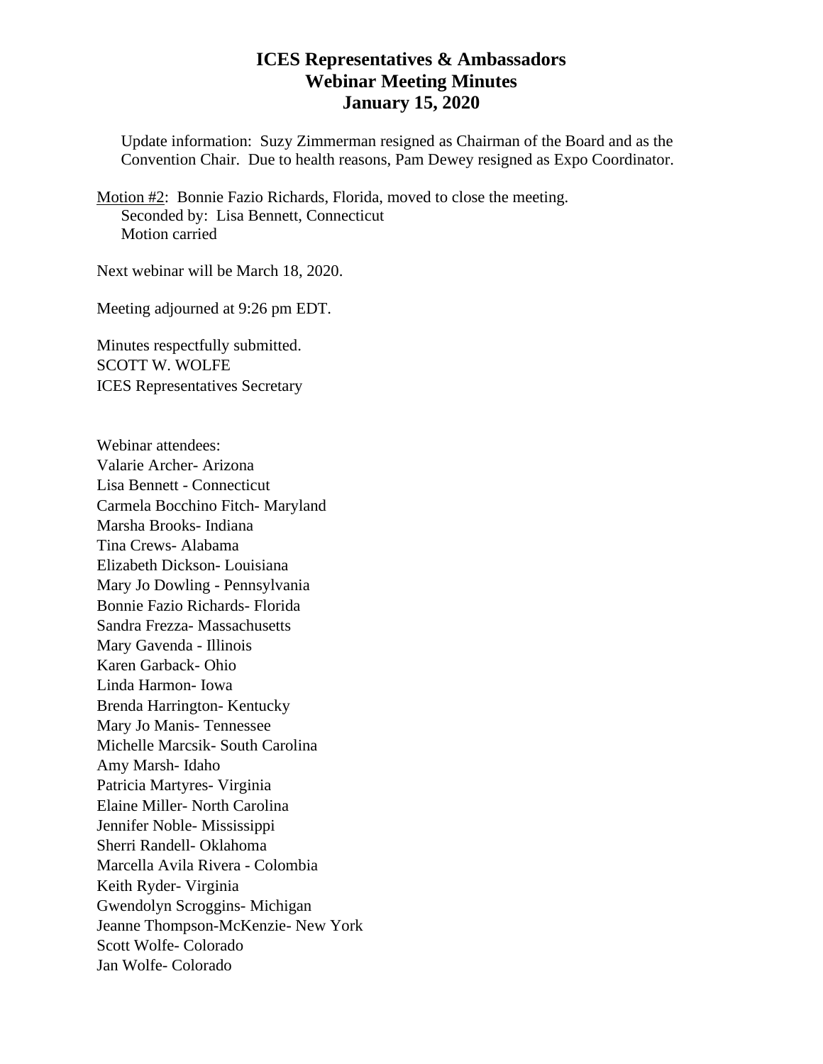# ICES Representatives & Ambassadors
# Webinar Meeting Minutes
# January 15, 2020

Update information: Suzy Zimmerman resigned as Chairman of the Board and as the Convention Chair. Due to health reasons, Pam Dewey resigned as Expo Coordinator.

<u>Motion #2</u>: Bonnie Fazio Richards, Florida, moved to close the meeting.
Seconded by: Lisa Bennett, Connecticut
Motion carried

Next webinar will be March 18, 2020.

Meeting adjourned at 9:26 pm EDT.

Minutes respectfully submitted.
SCOTT W. WOLFE
ICES Representatives Secretary

Webinar attendees:
Valarie Archer- Arizona
Lisa Bennett - Connecticut
Carmela Bocchino Fitch- Maryland
Marsha Brooks- Indiana
Tina Crews- Alabama
Elizabeth Dickson- Louisiana
Mary Jo Dowling - Pennsylvania
Bonnie Fazio Richards- Florida
Sandra Frezza- Massachusetts
Mary Gavenda - Illinois
Karen Garback- Ohio
Linda Harmon- Iowa
Brenda Harrington- Kentucky
Mary Jo Manis- Tennessee
Michelle Marcsik- South Carolina
Amy Marsh- Idaho
Patricia Martyres- Virginia
Elaine Miller- North Carolina
Jennifer Noble- Mississippi
Sherri Randell- Oklahoma
Marcella Avila Rivera - Colombia
Keith Ryder- Virginia
Gwendolyn Scroggins- Michigan
Jeanne Thompson-McKenzie- New York
Scott Wolfe- Colorado
Jan Wolfe- Colorado